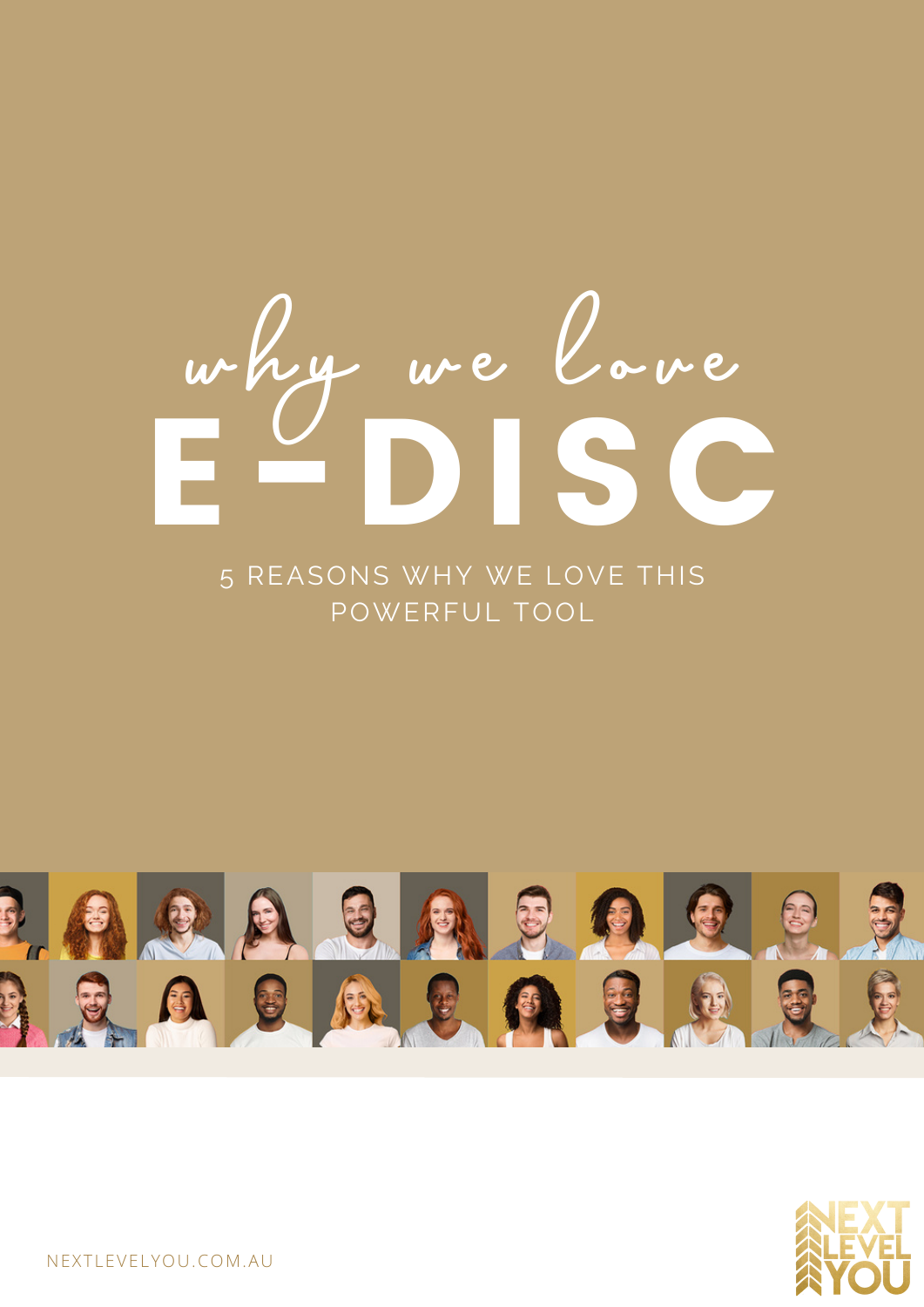# why we love E-DISC

5 REASONS WHY WE LOVE THIS POWERFUL TOOL

NEXTLEVELYOU.COM.AU

NEXT LEVEL YOU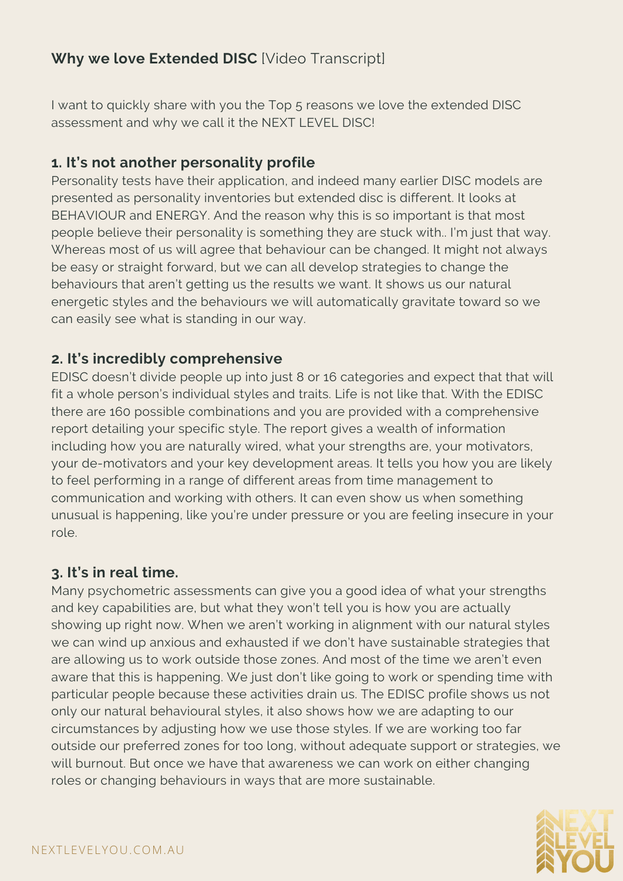**Why we love Extended DISC** [Video Transcript]

I want to quickly share with you the Top 5 reasons we love the extended DISC assessment and why we call it the NEXT LEVEL DISC!

### 1. It's not another personality profile

Personality tests have their application, and indeed many earlier DISC models are presented as personality inventories but extended disc is different. It looks at BEHAVIOUR and ENERGY. And the reason why this is so important is that most people believe their personality is something they are stuck with.. I'm just that way. Whereas most of us will agree that behaviour can be changed. It might not always be easy or straight forward, but we can all develop strategies to change the behaviours that aren't getting us the results we want. It shows us our natural energetic styles and the behaviours we will automatically gravitate toward so we can easily see what is standing in our way.

### 2. It's incredibly comprehensive

EDISC doesn't divide people up into just 8 or 16 categories and expect that that will fit a whole person's individual styles and traits. Life is not like that. With the EDISC there are 160 possible combinations and you are provided with a comprehensive report detailing your specific style. The report gives a wealth of information including how you are naturally wired, what your strengths are, your motivators, your de-motivators and your key development areas. It tells you how you are likely to feel performing in a range of different areas from time management to communication and working with others. It can even show us when something unusual is happening, like you're under pressure or you are feeling insecure in your role.

### 3. It's in real time.

Many psychometric assessments can give you a good idea of what your strengths and key capabilities are, but what they won't tell you is how you are actually showing up right now. When we aren't working in alignment with our natural styles we can wind up anxious and exhausted if we don't have sustainable strategies that are allowing us to work outside those zones. And most of the time we aren't even aware that this is happening. We just don't like going to work or spending time with particular people because these activities drain us. The EDISC profile shows us not only our natural behavioural styles, it also shows how we are adapting to our circumstances by adjusting how we use those styles. If we are working too far outside our preferred zones for too long, without adequate support or strategies, we will burnout. But once we have that awareness we can work on either changing roles or changing behaviours in ways that are more sustainable.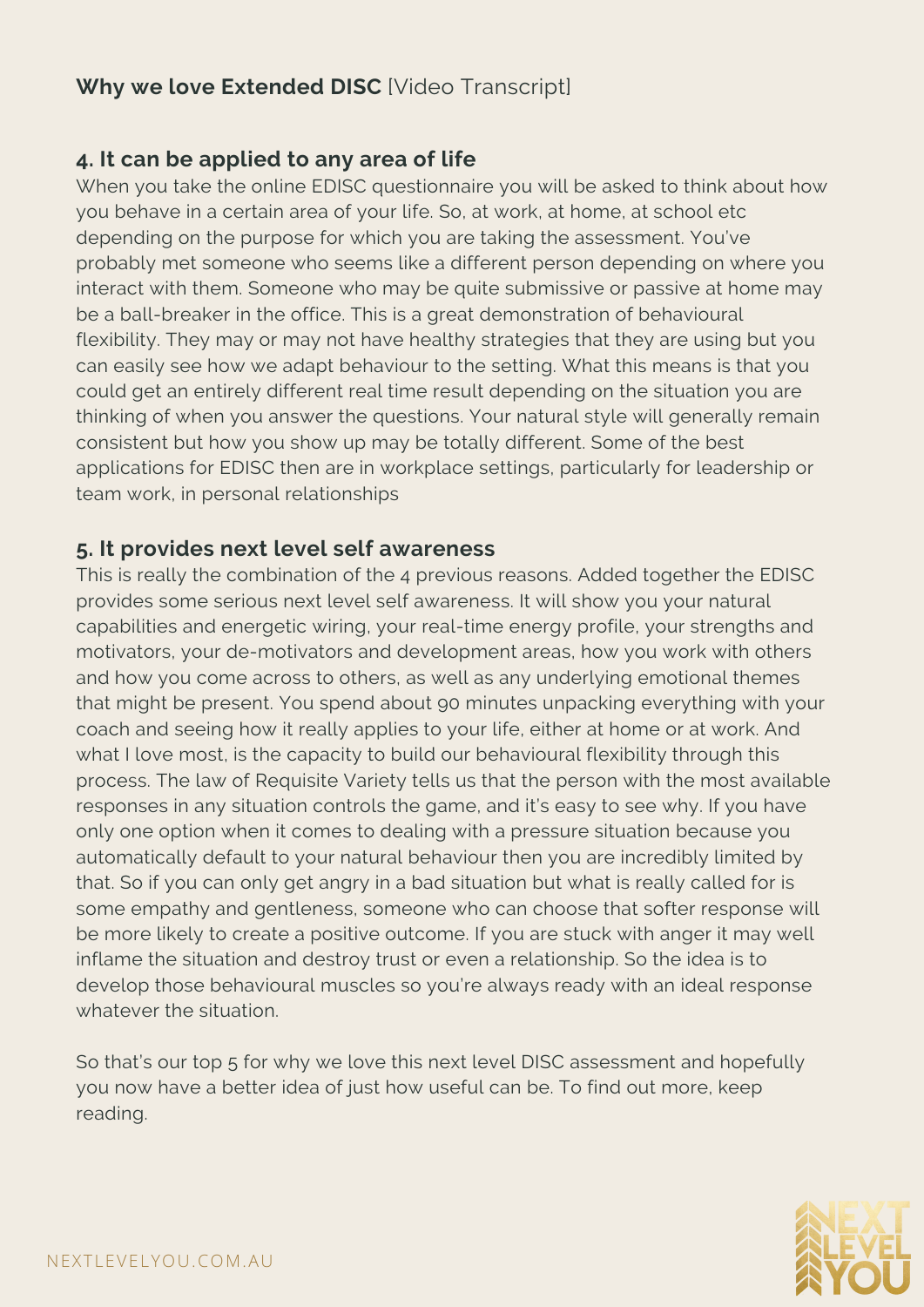**Why we love Extended DISC** [Video Transcript]

## 4. It can be applied to any area of life

When you take the online EDISC questionnaire you will be asked to think about how you behave in a certain area of your life. So, at work, at home, at school etc depending on the purpose for which you are taking the assessment. You've probably met someone who seems like a different person depending on where you interact with them. Someone who may be quite submissive or passive at home may be a ball-breaker in the office. This is a great demonstration of behavioural flexibility. They may or may not have healthy strategies that they are using but you can easily see how we adapt behaviour to the setting. What this means is that you could get an entirely different real time result depending on the situation you are thinking of when you answer the questions. Your natural style will generally remain consistent but how you show up may be totally different. Some of the best applications for EDISC then are in workplace settings, particularly for leadership or team work, in personal relationships

## 5. It provides next level self awareness

This is really the combination of the 4 previous reasons. Added together the EDISC provides some serious next level self awareness. It will show you your natural capabilities and energetic wiring, your real-time energy profile, your strengths and motivators, your de-motivators and development areas, how you work with others and how you come across to others, as well as any underlying emotional themes that might be present. You spend about 90 minutes unpacking everything with your coach and seeing how it really applies to your life, either at home or at work. And what I love most, is the capacity to build our behavioural flexibility through this process. The law of Requisite Variety tells us that the person with the most available responses in any situation controls the game, and it's easy to see why. If you have only one option when it comes to dealing with a pressure situation because you automatically default to your natural behaviour then you are incredibly limited by that. So if you can only get angry in a bad situation but what is really called for is some empathy and gentleness, someone who can choose that softer response will be more likely to create a positive outcome. If you are stuck with anger it may well inflame the situation and destroy trust or even a relationship. So the idea is to develop those behavioural muscles so you're always ready with an ideal response whatever the situation.

So that's our top 5 for why we love this next level DISC assessment and hopefully you now have a better idea of just how useful can be. To find out more, keep reading.